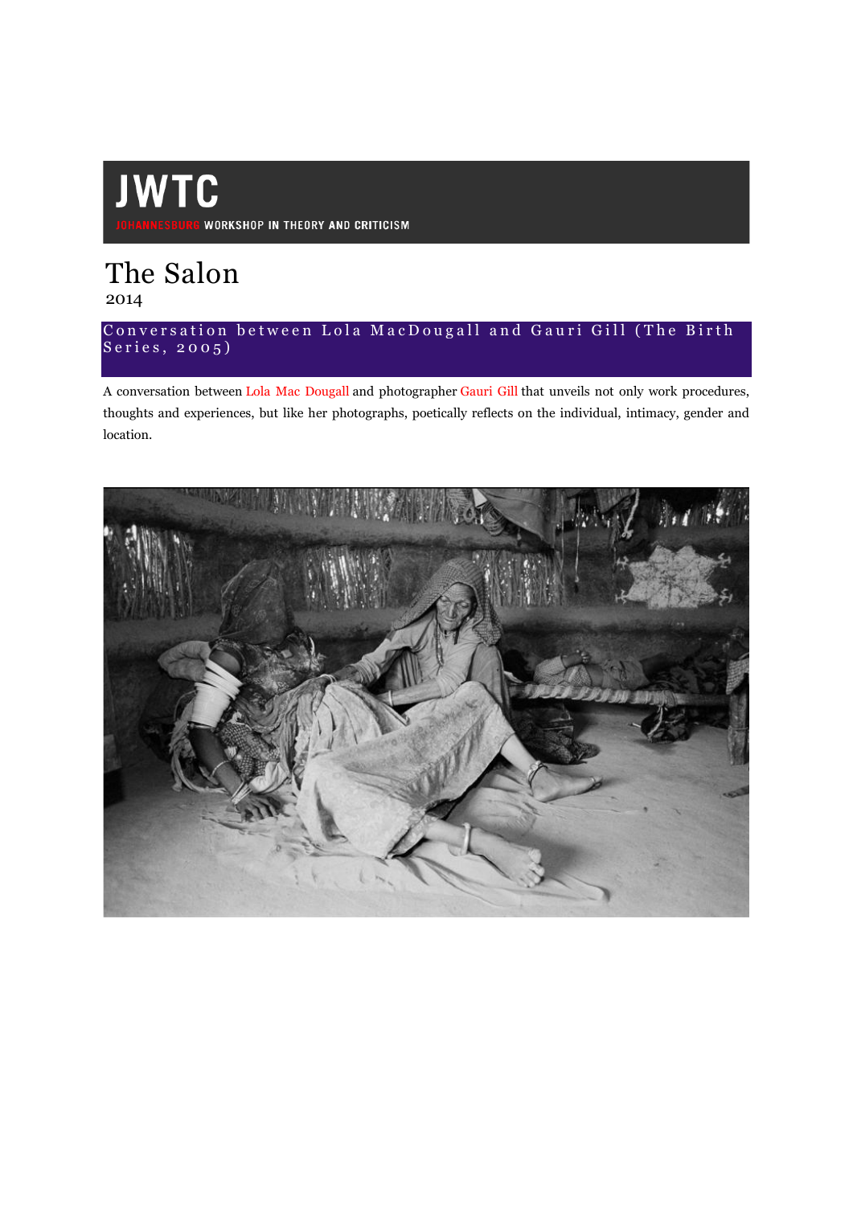# JWTC

JOHANNESBURG WORKSHOP IN THEORY AND CRITICISM

# The Salon

2014

## Conversation between Lola MacDougall and Gauri Gill (The Birth Series, 2005)

A conversation between Lola Mac Dougall and photographer Gauri Gill that unveils not only work procedures, thoughts and experiences, but like her photographs, poetically reflects on the individual, intimacy, gender and location.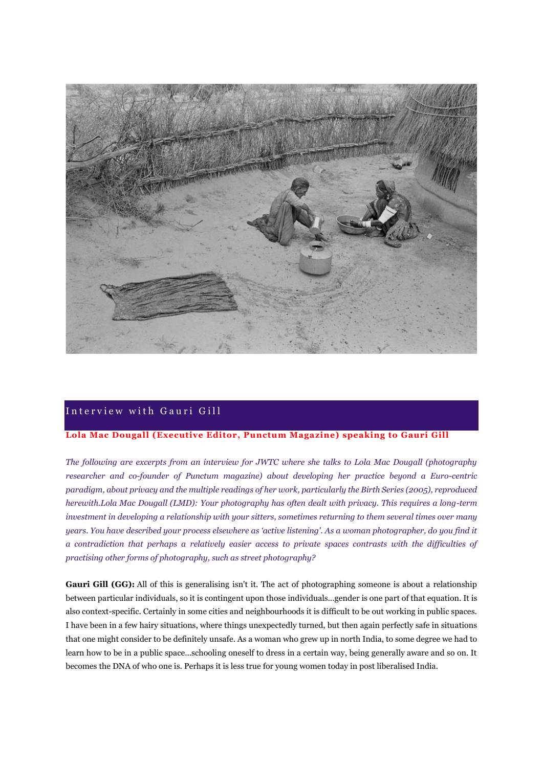## Interview with Gauri Gill

**Lola Mac Dougall (Executive Editor, Punctum Magazine) speaking to Gauri Gill**

*The following are excerpts from an interview for JWTC where she talks to Lola Mac Dougall (photography researcher and co-founder of Punctum magazine) about developing her practice beyond a Euro-centric paradigm, about privacy and the multiple readings of her work, particularly the Birth Series (2005), reproduced herewith.Lola Mac Dougall (LMD): Your photography has often dealt with privacy. This requires a long-term investment in developing a relationship with your sitters, sometimes returning to them several times over many years. You have described your process elsewhere as 'active listening'. As a woman photographer, do you find it a contradiction that perhaps a relatively easier access to private spaces contrasts with the difficulties of practising other forms of photography, such as street photography?*

**Gauri Gill (GG):** All of this is generalising isn't it. The act of photographing someone is about a relationship between particular individuals, so it is contingent upon those individuals...gender is one part of that equation. It is also context-specific. Certainly in some cities and neighbourhoods it is difficult to be out working in public spaces. I have been in a few hairy situations, where things unexpectedly turned, but then again perfectly safe in situations that one might consider to be definitely unsafe. As a woman who grew up in north India, to some degree we had to learn how to be in a public space...schooling oneself to dress in a certain way, being generally aware and so on. It becomes the DNA of who one is. Perhaps it is less true for young women today in post liberalised India.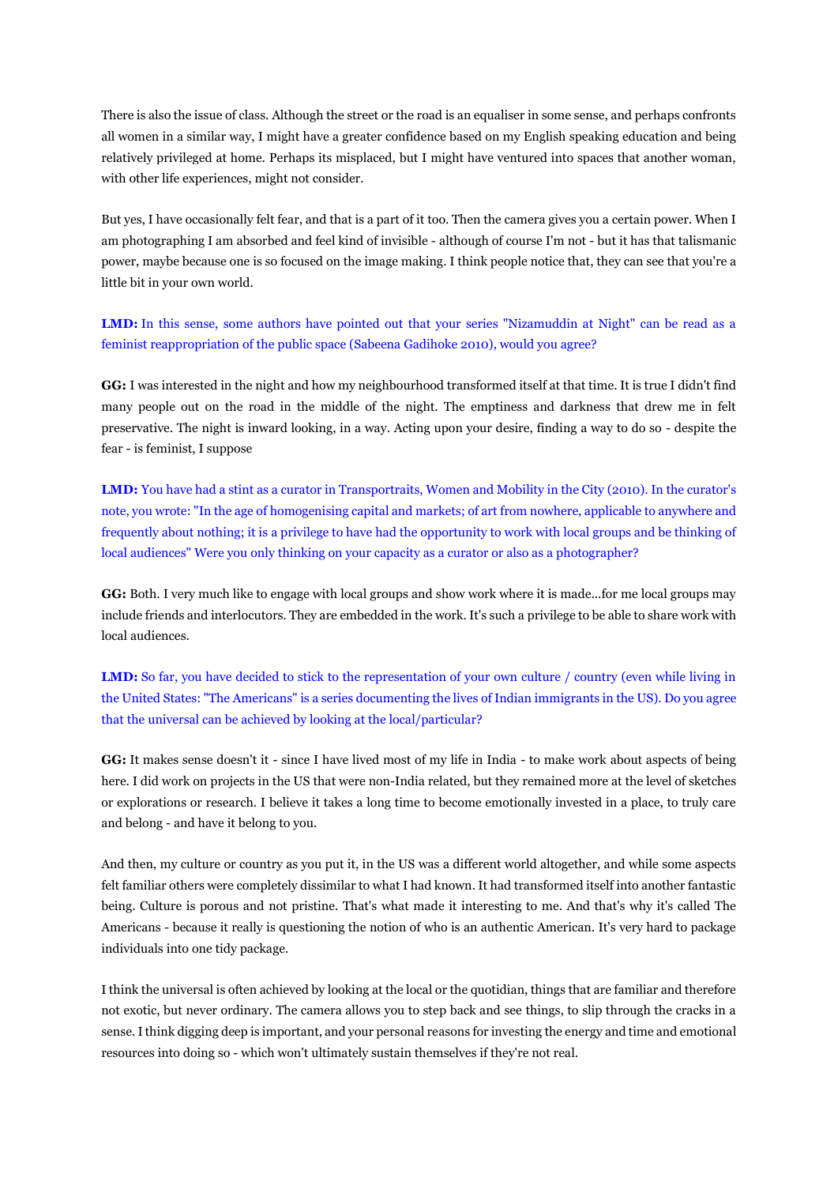There is also the issue of class. Although the street or the road is an equaliser in some sense, and perhaps confronts all women in a similar way, I might have a greater confidence based on my English speaking education and being relatively privileged at home. Perhaps its misplaced, but I might have ventured into spaces that another woman, with other life experiences, might not consider.

But yes, I have occasionally felt fear, and that is a part of it too. Then the camera gives you a certain power. When I am photographing I am absorbed and feel kind of invisible - although of course I'm not - but it has that talismanic power, maybe because one is so focused on the image making. I think people notice that, they can see that you're a little bit in your own world.

**LMD:** In this sense, some authors have pointed out that your series "Nizamuddin at Night" can be read as a feminist reappropriation of the public space (Sabeena Gadihoke 2010), would you agree?

**GG:** I was interested in the night and how my neighbourhood transformed itself at that time. It is true I didn't find many people out on the road in the middle of the night. The emptiness and darkness that drew me in felt preservative. The night is inward looking, in a way. Acting upon your desire, finding a way to do so - despite the fear - is feminist, I suppose

**LMD:** You have had a stint as a curator in Transportraits, Women and Mobility in the City (2010). In the curator's note, you wrote: "In the age of homogenising capital and markets; of art from nowhere, applicable to anywhere and frequently about nothing; it is a privilege to have had the opportunity to work with local groups and be thinking of local audiences" Were you only thinking on your capacity as a curator or also as a photographer?

**GG:** Both. I very much like to engage with local groups and show work where it is made...for me local groups may include friends and interlocutors. They are embedded in the work. It's such a privilege to be able to share work with local audiences.

**LMD:** So far, you have decided to stick to the representation of your own culture / country (even while living in the United States: "The Americans" is a series documenting the lives of Indian immigrants in the US). Do you agree that the universal can be achieved by looking at the local/particular?

**GG:** It makes sense doesn't it - since I have lived most of my life in India - to make work about aspects of being here. I did work on projects in the US that were non-India related, but they remained more at the level of sketches or explorations or research. I believe it takes a long time to become emotionally invested in a place, to truly care and belong - and have it belong to you.

And then, my culture or country as you put it, in the US was a different world altogether, and while some aspects felt familiar others were completely dissimilar to what I had known. It had transformed itself into another fantastic being. Culture is porous and not pristine. That's what made it interesting to me. And that's why it's called The Americans - because it really is questioning the notion of who is an authentic American. It's very hard to package individuals into one tidy package.

I think the universal is often achieved by looking at the local or the quotidian, things that are familiar and therefore not exotic, but never ordinary. The camera allows you to step back and see things, to slip through the cracks in a sense. I think digging deep is important, and your personal reasons for investing the energy and time and emotional resources into doing so - which won't ultimately sustain themselves if they're not real.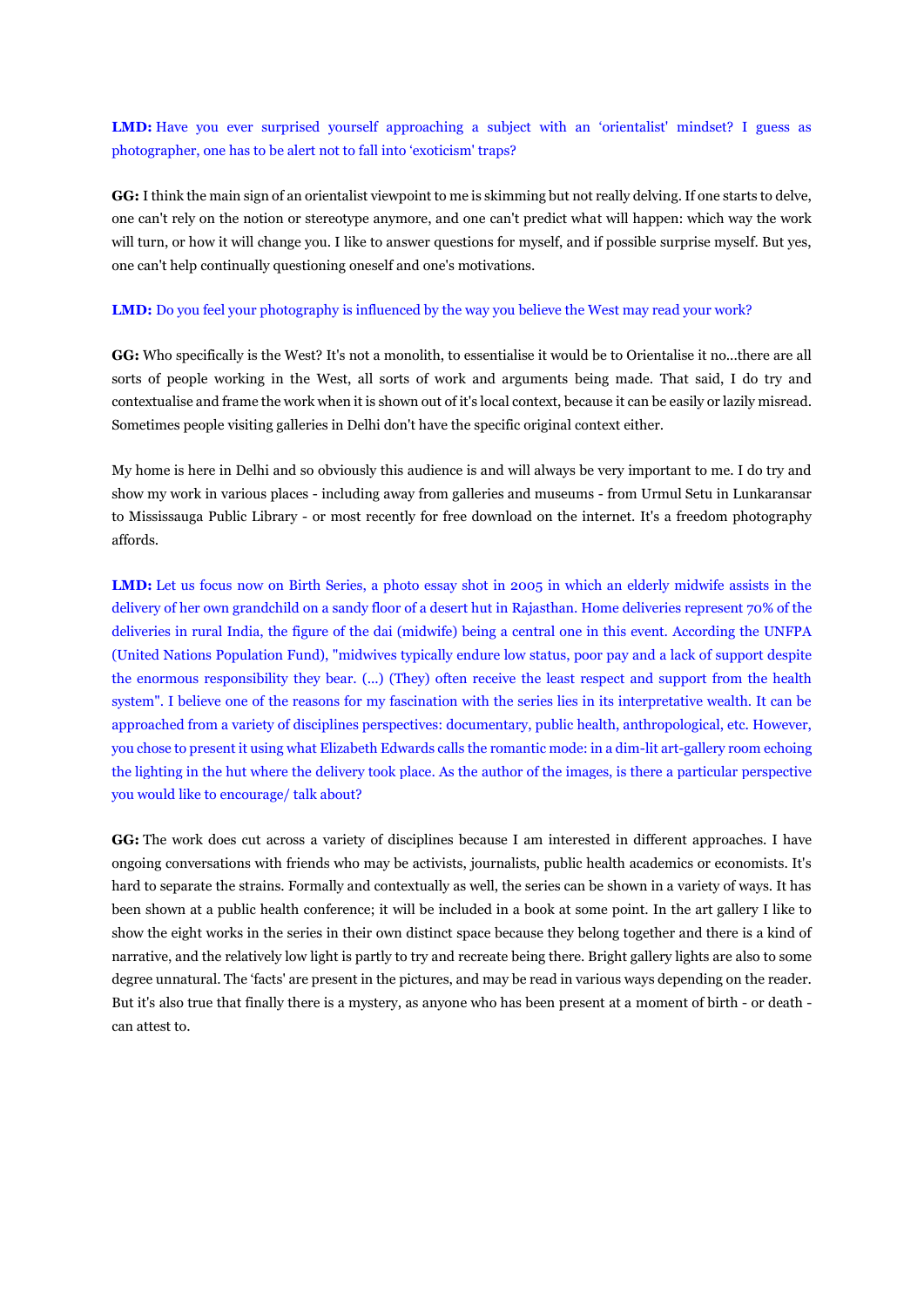**LMD:** Have you ever surprised yourself approaching a subject with an 'orientalist' mindset? I guess as photographer, one has to be alert not to fall into 'exoticism' traps?

**GG:** I think the main sign of an orientalist viewpoint to me is skimming but not really delving. If one starts to delve, one can't rely on the notion or stereotype anymore, and one can't predict what will happen: which way the work will turn, or how it will change you. I like to answer questions for myself, and if possible surprise myself. But yes, one can't help continually questioning oneself and one's motivations.

**LMD:** Do you feel your photography is influenced by the way you believe the West may read your work?

**GG:** Who specifically is the West? It's not a monolith, to essentialise it would be to Orientalise it no...there are all sorts of people working in the West, all sorts of work and arguments being made. That said, I do try and contextualise and frame the work when it is shown out of it's local context, because it can be easily or lazily misread. Sometimes people visiting galleries in Delhi don't have the specific original context either.

My home is here in Delhi and so obviously this audience is and will always be very important to me. I do try and show my work in various places - including away from galleries and museums - from Urmul Setu in Lunkaransar to Mississauga Public Library - or most recently for free download on the internet. It's a freedom photography affords.

**LMD:** Let us focus now on Birth Series, a photo essay shot in 2005 in which an elderly midwife assists in the delivery of her own grandchild on a sandy floor of a desert hut in Rajasthan. Home deliveries represent 70% of the deliveries in rural India, the figure of the dai (midwife) being a central one in this event. According the UNFPA (United Nations Population Fund), "midwives typically endure low status, poor pay and a lack of support despite the enormous responsibility they bear. (...) (They) often receive the least respect and support from the health system". I believe one of the reasons for my fascination with the series lies in its interpretative wealth. It can be approached from a variety of disciplines perspectives: documentary, public health, anthropological, etc. However, you chose to present it using what Elizabeth Edwards calls the romantic mode: in a dim-lit art-gallery room echoing the lighting in the hut where the delivery took place. As the author of the images, is there a particular perspective you would like to encourage/ talk about?

**GG:** The work does cut across a variety of disciplines because I am interested in different approaches. I have ongoing conversations with friends who may be activists, journalists, public health academics or economists. It's hard to separate the strains. Formally and contextually as well, the series can be shown in a variety of ways. It has been shown at a public health conference; it will be included in a book at some point. In the art gallery I like to show the eight works in the series in their own distinct space because they belong together and there is a kind of narrative, and the relatively low light is partly to try and recreate being there. Bright gallery lights are also to some degree unnatural. The 'facts' are present in the pictures, and may be read in various ways depending on the reader. But it's also true that finally there is a mystery, as anyone who has been present at a moment of birth - or death - can attest to.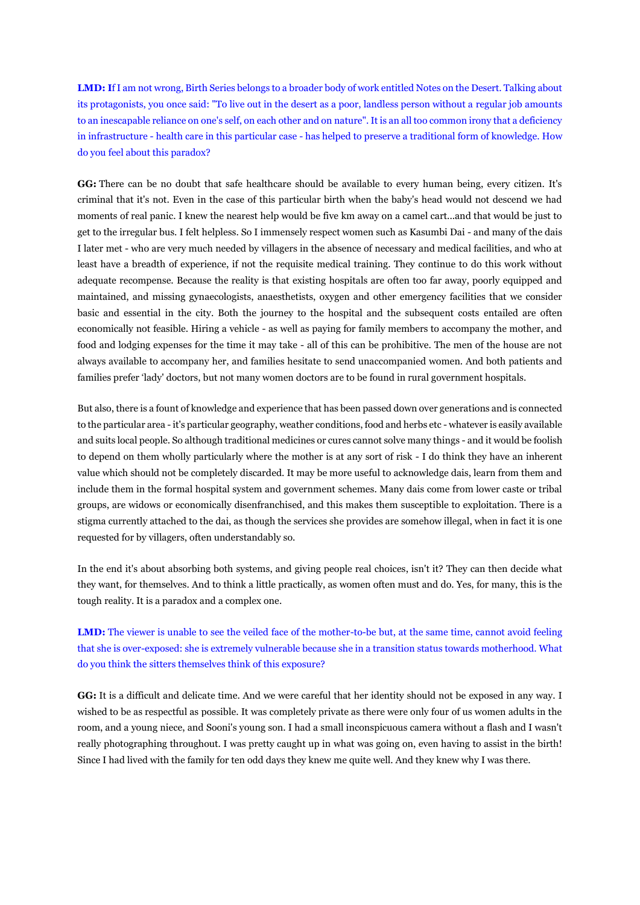**LMD:** If I am not wrong, Birth Series belongs to a broader body of work entitled Notes on the Desert. Talking about its protagonists, you once said: "To live out in the desert as a poor, landless person without a regular job amounts to an inescapable reliance on one's self, on each other and on nature". It is an all too common irony that a deficiency in infrastructure - health care in this particular case - has helped to preserve a traditional form of knowledge. How do you feel about this paradox?

**GG:** There can be no doubt that safe healthcare should be available to every human being, every citizen. It's criminal that it's not. Even in the case of this particular birth when the baby's head would not descend we had moments of real panic. I knew the nearest help would be five km away on a camel cart...and that would be just to get to the irregular bus. I felt helpless. So I immensely respect women such as Kasumbi Dai - and many of the dais I later met - who are very much needed by villagers in the absence of necessary and medical facilities, and who at least have a breadth of experience, if not the requisite medical training. They continue to do this work without adequate recompense. Because the reality is that existing hospitals are often too far away, poorly equipped and maintained, and missing gynaecologists, anaesthetists, oxygen and other emergency facilities that we consider basic and essential in the city. Both the journey to the hospital and the subsequent costs entailed are often economically not feasible. Hiring a vehicle - as well as paying for family members to accompany the mother, and food and lodging expenses for the time it may take - all of this can be prohibitive. The men of the house are not always available to accompany her, and families hesitate to send unaccompanied women. And both patients and families prefer 'lady' doctors, but not many women doctors are to be found in rural government hospitals.

But also, there is a fount of knowledge and experience that has been passed down over generations and is connected to the particular area - it's particular geography, weather conditions, food and herbs etc - whatever is easily available and suits local people. So although traditional medicines or cures cannot solve many things - and it would be foolish to depend on them wholly particularly where the mother is at any sort of risk - I do think they have an inherent value which should not be completely discarded. It may be more useful to acknowledge dais, learn from them and include them in the formal hospital system and government schemes. Many dais come from lower caste or tribal groups, are widows or economically disenfranchised, and this makes them susceptible to exploitation. There is a stigma currently attached to the dai, as though the services she provides are somehow illegal, when in fact it is one requested for by villagers, often understandably so.

In the end it's about absorbing both systems, and giving people real choices, isn't it? They can then decide what they want, for themselves. And to think a little practically, as women often must and do. Yes, for many, this is the tough reality. It is a paradox and a complex one.

**LMD:** The viewer is unable to see the veiled face of the mother-to-be but, at the same time, cannot avoid feeling that she is over-exposed: she is extremely vulnerable because she in a transition status towards motherhood. What do you think the sitters themselves think of this exposure?

**GG:** It is a difficult and delicate time. And we were careful that her identity should not be exposed in any way. I wished to be as respectful as possible. It was completely private as there were only four of us women adults in the room, and a young niece, and Sooni's young son. I had a small inconspicuous camera without a flash and I wasn't really photographing throughout. I was pretty caught up in what was going on, even having to assist in the birth! Since I had lived with the family for ten odd days they knew me quite well. And they knew why I was there.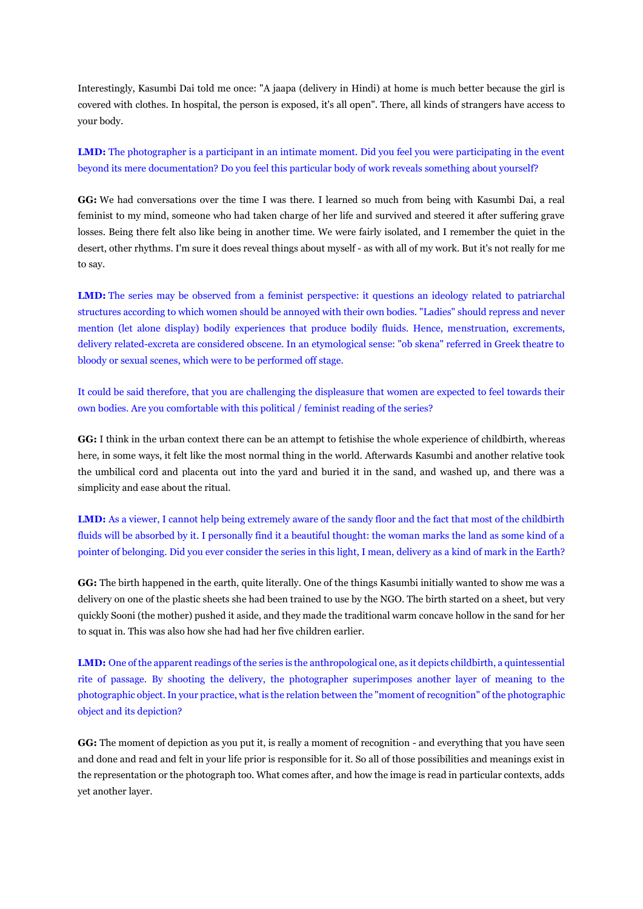Interestingly, Kasumbi Dai told me once: "A jaapa (delivery in Hindi) at home is much better because the girl is covered with clothes. In hospital, the person is exposed, it's all open". There, all kinds of strangers have access to your body.

**LMD:** The photographer is a participant in an intimate moment. Did you feel you were participating in the event beyond its mere documentation? Do you feel this particular body of work reveals something about yourself?

**GG:** We had conversations over the time I was there. I learned so much from being with Kasumbi Dai, a real feminist to my mind, someone who had taken charge of her life and survived and steered it after suffering grave losses. Being there felt also like being in another time. We were fairly isolated, and I remember the quiet in the desert, other rhythms. I'm sure it does reveal things about myself - as with all of my work. But it's not really for me to say.

**LMD:** The series may be observed from a feminist perspective: it questions an ideology related to patriarchal structures according to which women should be annoyed with their own bodies. "Ladies" should repress and never mention (let alone display) bodily experiences that produce bodily fluids. Hence, menstruation, excrements, delivery related-excreta are considered obscene. In an etymological sense: "ob skena" referred in Greek theatre to bloody or sexual scenes, which were to be performed off stage.

It could be said therefore, that you are challenging the displeasure that women are expected to feel towards their own bodies. Are you comfortable with this political / feminist reading of the series?

**GG:** I think in the urban context there can be an attempt to fetishise the whole experience of childbirth, whereas here, in some ways, it felt like the most normal thing in the world. Afterwards Kasumbi and another relative took the umbilical cord and placenta out into the yard and buried it in the sand, and washed up, and there was a simplicity and ease about the ritual.

**LMD:** As a viewer, I cannot help being extremely aware of the sandy floor and the fact that most of the childbirth fluids will be absorbed by it. I personally find it a beautiful thought: the woman marks the land as some kind of a pointer of belonging. Did you ever consider the series in this light, I mean, delivery as a kind of mark in the Earth?

**GG:** The birth happened in the earth, quite literally. One of the things Kasumbi initially wanted to show me was a delivery on one of the plastic sheets she had been trained to use by the NGO. The birth started on a sheet, but very quickly Sooni (the mother) pushed it aside, and they made the traditional warm concave hollow in the sand for her to squat in. This was also how she had had her five children earlier.

**LMD:** One of the apparent readings of the series is the anthropological one, as it depicts childbirth, a quintessential rite of passage. By shooting the delivery, the photographer superimposes another layer of meaning to the photographic object. In your practice, what is the relation between the "moment of recognition" of the photographic object and its depiction?

**GG:** The moment of depiction as you put it, is really a moment of recognition - and everything that you have seen and done and read and felt in your life prior is responsible for it. So all of those possibilities and meanings exist in the representation or the photograph too. What comes after, and how the image is read in particular contexts, adds yet another layer.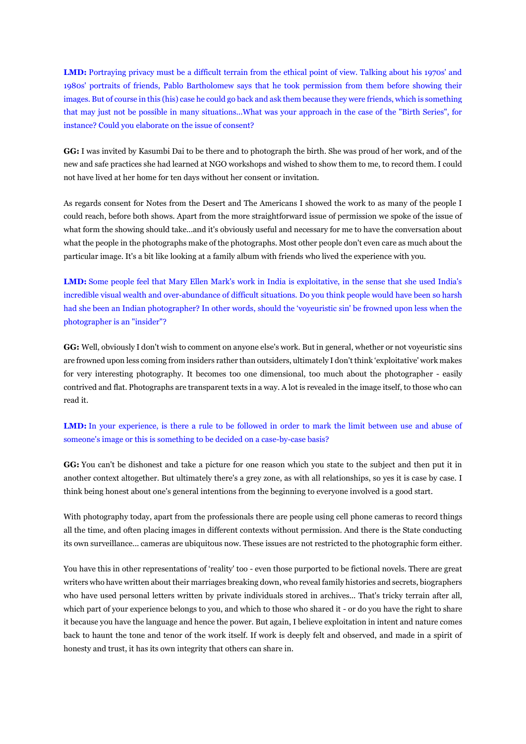**LMD:** Portraying privacy must be a difficult terrain from the ethical point of view. Talking about his 1970s' and 1980s' portraits of friends, Pablo Bartholomew says that he took permission from them before showing their images. But of course in this (his) case he could go back and ask them because they were friends, which is something that may just not be possible in many situations...What was your approach in the case of the "Birth Series", for instance? Could you elaborate on the issue of consent?

**GG:** I was invited by Kasumbi Dai to be there and to photograph the birth. She was proud of her work, and of the new and safe practices she had learned at NGO workshops and wished to show them to me, to record them. I could not have lived at her home for ten days without her consent or invitation.

As regards consent for Notes from the Desert and The Americans I showed the work to as many of the people I could reach, before both shows. Apart from the more straightforward issue of permission we spoke of the issue of what form the showing should take...and it's obviously useful and necessary for me to have the conversation about what the people in the photographs make of the photographs. Most other people don't even care as much about the particular image. It's a bit like looking at a family album with friends who lived the experience with you.

**LMD:** Some people feel that Mary Ellen Mark's work in India is exploitative, in the sense that she used India's incredible visual wealth and over-abundance of difficult situations. Do you think people would have been so harsh had she been an Indian photographer? In other words, should the 'voyeuristic sin' be frowned upon less when the photographer is an "insider"?

**GG:** Well, obviously I don't wish to comment on anyone else's work. But in general, whether or not voyeuristic sins are frowned upon less coming from insiders rather than outsiders, ultimately I don't think 'exploitative' work makes for very interesting photography. It becomes too one dimensional, too much about the photographer - easily contrived and flat. Photographs are transparent texts in a way. A lot is revealed in the image itself, to those who can read it.

**LMD:** In your experience, is there a rule to be followed in order to mark the limit between use and abuse of someone's image or this is something to be decided on a case-by-case basis?

**GG:** You can't be dishonest and take a picture for one reason which you state to the subject and then put it in another context altogether. But ultimately there's a grey zone, as with all relationships, so yes it is case by case. I think being honest about one's general intentions from the beginning to everyone involved is a good start.

With photography today, apart from the professionals there are people using cell phone cameras to record things all the time, and often placing images in different contexts without permission. And there is the State conducting its own surveillance... cameras are ubiquitous now. These issues are not restricted to the photographic form either.

You have this in other representations of 'reality' too - even those purported to be fictional novels. There are great writers who have written about their marriages breaking down, who reveal family histories and secrets, biographers who have used personal letters written by private individuals stored in archives... That's tricky terrain after all, which part of your experience belongs to you, and which to those who shared it - or do you have the right to share it because you have the language and hence the power. But again, I believe exploitation in intent and nature comes back to haunt the tone and tenor of the work itself. If work is deeply felt and observed, and made in a spirit of honesty and trust, it has its own integrity that others can share in.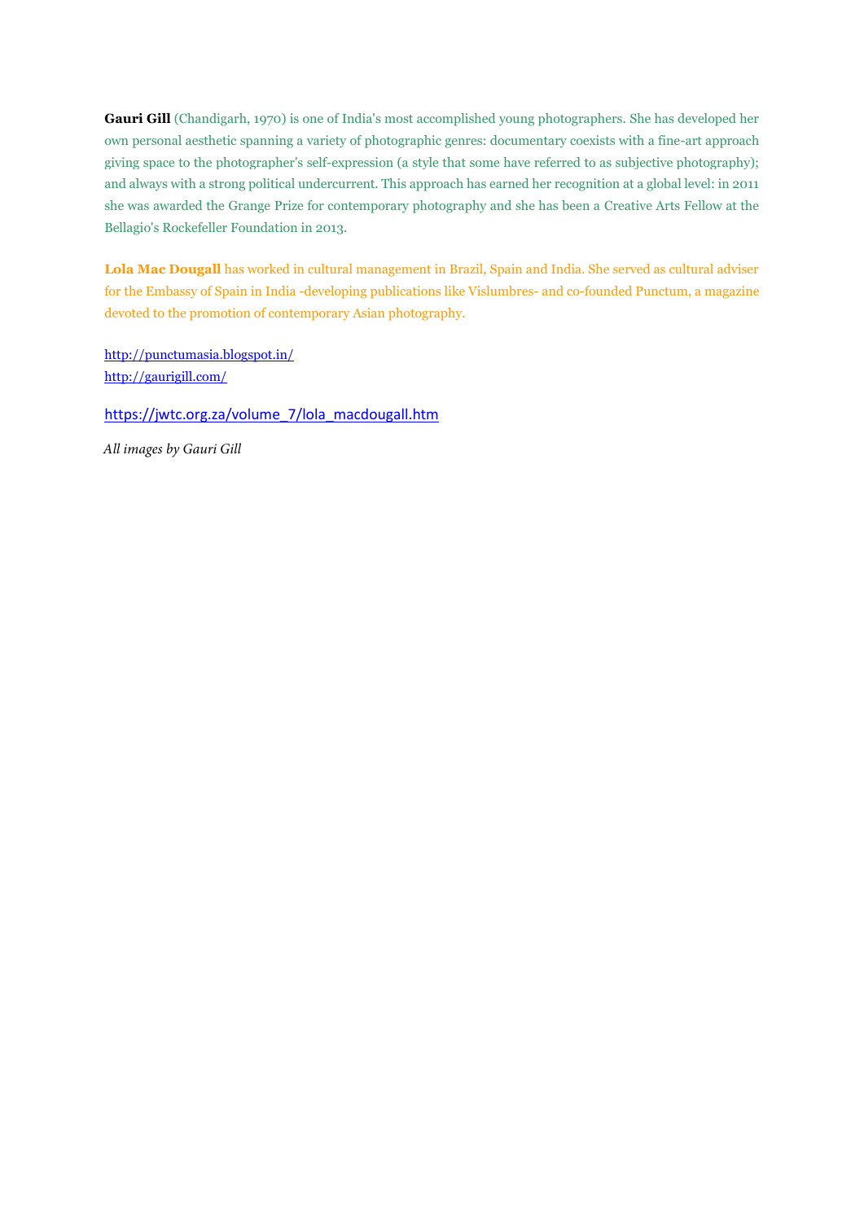**Gauri Gill** (Chandigarh, 1970) is one of India's most accomplished young photographers. She has developed her own personal aesthetic spanning a variety of photographic genres: documentary coexists with a fine-art approach giving space to the photographer's self-expression (a style that some have referred to as subjective photography); and always with a strong political undercurrent. This approach has earned her recognition at a global level: in 2011 she was awarded the Grange Prize for contemporary photography and she has been a Creative Arts Fellow at the Bellagio's Rockefeller Foundation in 2013.

**Lola Mac Dougall** has worked in cultural management in Brazil, Spain and India. She served as cultural adviser for the Embassy of Spain in India -developing publications like Vislumbres- and co-founded Punctum, a magazine devoted to the promotion of contemporary Asian photography.

http://punctumasia.blogspot.in/
http://gaurigill.com/

https://jwtc.org.za/volume_7/lola_macdougall.htm

*All images by Gauri Gill*